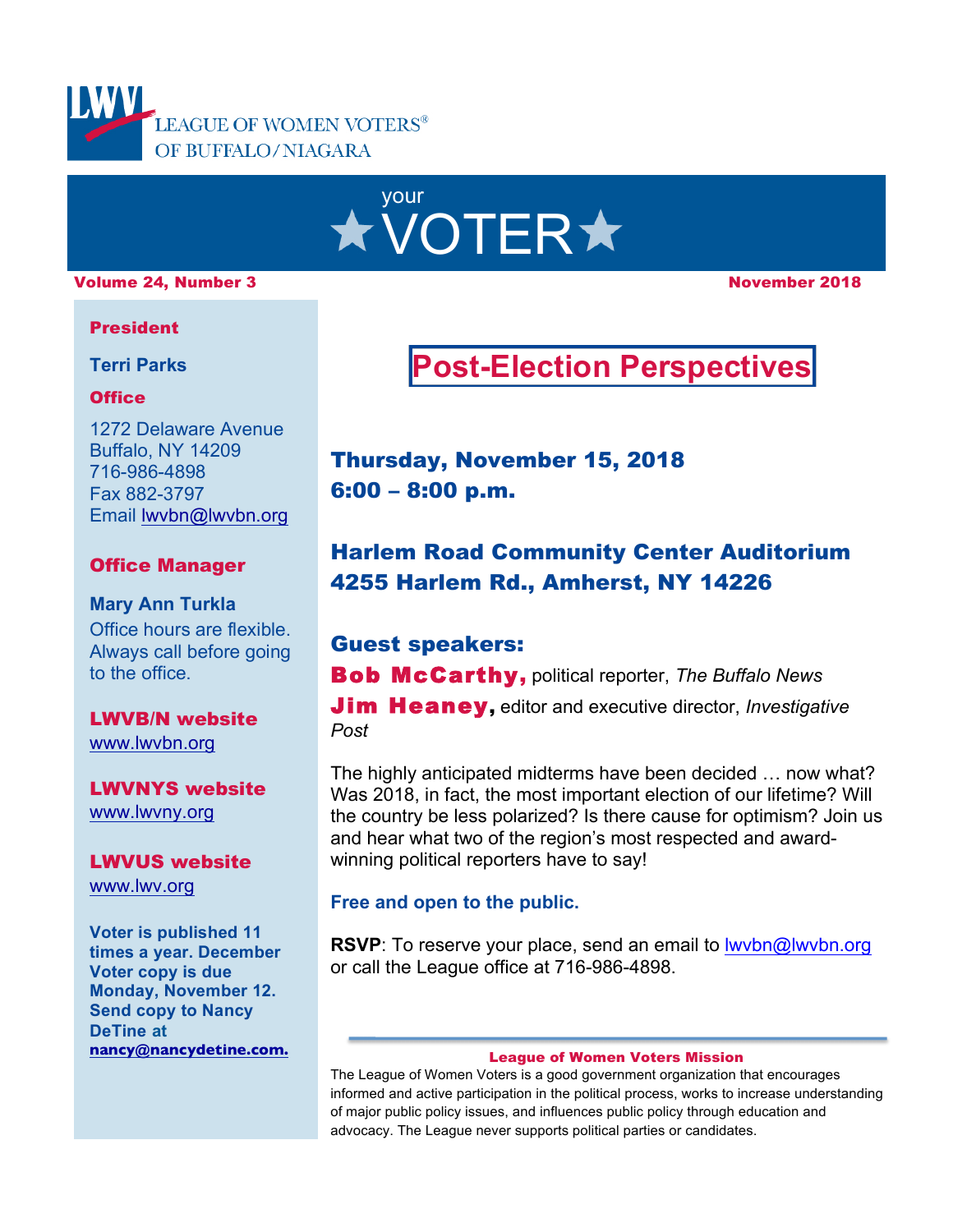LEAGUE OF WOMEN VOTERS® OF BUFFALO/NIAGARA

# your ★VOTER★

**Volume 24, Number 3** **November 2018**

**President**

**Terri Parks**

**Office**

1272 Delaware Avenue
Buffalo, NY 14209
716-986-4898
Fax 882-3797
Email lwvbn@lwvbn.org

**Office Manager**

**Mary Ann Turkla**
Office hours are flexible. Always call before going to the office.

**LWVB/N website**
www.lwvbn.org

**LWVNYS website**
www.lwvny.org

**LWVUS website**
www.lwv.org

**Voter is published 11 times a year. December Voter copy is due Monday, November 12. Send copy to Nancy DeTine at nancy@nancydetine.com.**

## Post-Election Perspectives

**Thursday, November 15, 2018**
**6:00 – 8:00 p.m.**

**Harlem Road Community Center Auditorium**
**4255 Harlem Rd., Amherst, NY 14226**

**Guest speakers:**
**Bob McCarthy,** political reporter, *The Buffalo News*
**Jim Heaney,** editor and executive director, *Investigative Post*

The highly anticipated midterms have been decided … now what? Was 2018, in fact, the most important election of our lifetime? Will the country be less polarized? Is there cause for optimism? Join us and hear what two of the region's most respected and award-winning political reporters have to say!

**Free and open to the public.**

**RSVP**: To reserve your place, send an email to lwvbn@lwvbn.org or call the League office at 716-986-4898.

---

**League of Women Voters Mission**

The League of Women Voters is a good government organization that encourages informed and active participation in the political process, works to increase understanding of major public policy issues, and influences public policy through education and advocacy. The League never supports political parties or candidates.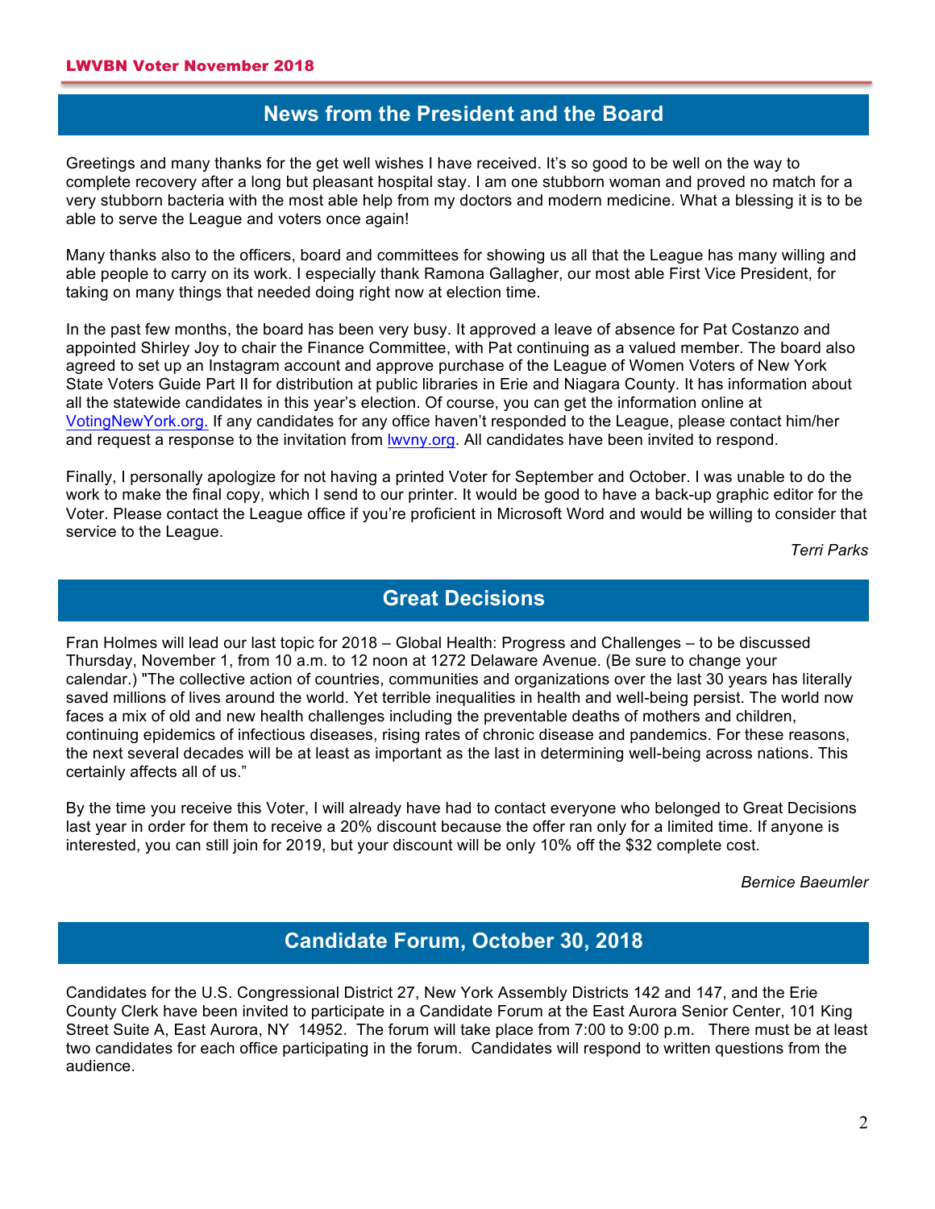## News from the President and the Board

Greetings and many thanks for the get well wishes I have received. It's so good to be well on the way to complete recovery after a long but pleasant hospital stay. I am one stubborn woman and proved no match for a very stubborn bacteria with the most able help from my doctors and modern medicine. What a blessing it is to be able to serve the League and voters once again!

Many thanks also to the officers, board and committees for showing us all that the League has many willing and able people to carry on its work. I especially thank Ramona Gallagher, our most able First Vice President, for taking on many things that needed doing right now at election time.

In the past few months, the board has been very busy. It approved a leave of absence for Pat Costanzo and appointed Shirley Joy to chair the Finance Committee, with Pat continuing as a valued member. The board also agreed to set up an Instagram account and approve purchase of the League of Women Voters of New York State Voters Guide Part II for distribution at public libraries in Erie and Niagara County. It has information about all the statewide candidates in this year's election. Of course, you can get the information online at VotingNewYork.org. If any candidates for any office haven't responded to the League, please contact him/her and request a response to the invitation from lwvny.org. All candidates have been invited to respond.

Finally, I personally apologize for not having a printed Voter for September and October. I was unable to do the work to make the final copy, which I send to our printer. It would be good to have a back-up graphic editor for the Voter. Please contact the League office if you're proficient in Microsoft Word and would be willing to consider that service to the League.

*Terri Parks*

## Great Decisions

Fran Holmes will lead our last topic for 2018 – Global Health: Progress and Challenges – to be discussed Thursday, November 1, from 10 a.m. to 12 noon at 1272 Delaware Avenue. (Be sure to change your calendar.) "The collective action of countries, communities and organizations over the last 30 years has literally saved millions of lives around the world. Yet terrible inequalities in health and well-being persist. The world now faces a mix of old and new health challenges including the preventable deaths of mothers and children, continuing epidemics of infectious diseases, rising rates of chronic disease and pandemics. For these reasons, the next several decades will be at least as important as the last in determining well-being across nations. This certainly affects all of us."

By the time you receive this Voter, I will already have had to contact everyone who belonged to Great Decisions last year in order for them to receive a 20% discount because the offer ran only for a limited time. If anyone is interested, you can still join for 2019, but your discount will be only 10% off the $32 complete cost.

*Bernice Baeumler*

## Candidate Forum, October 30, 2018

Candidates for the U.S. Congressional District 27, New York Assembly Districts 142 and 147, and the Erie County Clerk have been invited to participate in a Candidate Forum at the East Aurora Senior Center, 101 King Street Suite A, East Aurora, NY 14952. The forum will take place from 7:00 to 9:00 p.m. There must be at least two candidates for each office participating in the forum. Candidates will respond to written questions from the audience.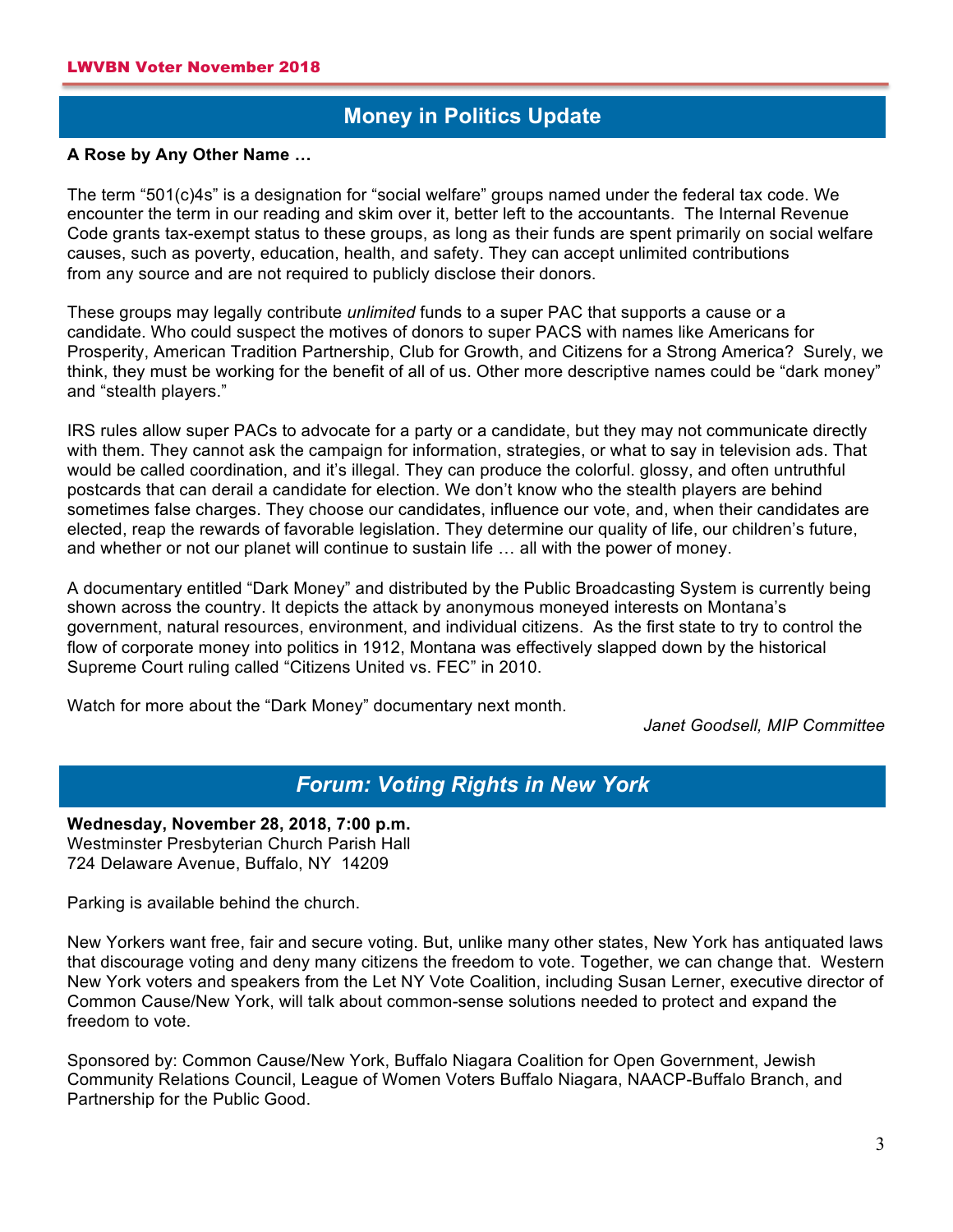## Money in Politics Update

**A Rose by Any Other Name …**

The term "501(c)4s" is a designation for "social welfare" groups named under the federal tax code. We encounter the term in our reading and skim over it, better left to the accountants. The Internal Revenue Code grants tax-exempt status to these groups, as long as their funds are spent primarily on social welfare causes, such as poverty, education, health, and safety. They can accept unlimited contributions from any source and are not required to publicly disclose their donors.

These groups may legally contribute *unlimited* funds to a super PAC that supports a cause or a candidate. Who could suspect the motives of donors to super PACS with names like Americans for Prosperity, American Tradition Partnership, Club for Growth, and Citizens for a Strong America? Surely, we think, they must be working for the benefit of all of us. Other more descriptive names could be "dark money" and "stealth players."

IRS rules allow super PACs to advocate for a party or a candidate, but they may not communicate directly with them. They cannot ask the campaign for information, strategies, or what to say in television ads. That would be called coordination, and it's illegal. They can produce the colorful. glossy, and often untruthful postcards that can derail a candidate for election. We don't know who the stealth players are behind sometimes false charges. They choose our candidates, influence our vote, and, when their candidates are elected, reap the rewards of favorable legislation. They determine our quality of life, our children's future, and whether or not our planet will continue to sustain life … all with the power of money.

A documentary entitled "Dark Money" and distributed by the Public Broadcasting System is currently being shown across the country. It depicts the attack by anonymous moneyed interests on Montana's government, natural resources, environment, and individual citizens. As the first state to try to control the flow of corporate money into politics in 1912, Montana was effectively slapped down by the historical Supreme Court ruling called "Citizens United vs. FEC" in 2010.

Watch for more about the "Dark Money" documentary next month.

*Janet Goodsell, MIP Committee*

## *Forum: Voting Rights in New York*

**Wednesday, November 28, 2018, 7:00 p.m.**
Westminster Presbyterian Church Parish Hall
724 Delaware Avenue, Buffalo, NY 14209

Parking is available behind the church.

New Yorkers want free, fair and secure voting. But, unlike many other states, New York has antiquated laws that discourage voting and deny many citizens the freedom to vote. Together, we can change that. Western New York voters and speakers from the Let NY Vote Coalition, including Susan Lerner, executive director of Common Cause/New York, will talk about common-sense solutions needed to protect and expand the freedom to vote.

Sponsored by: Common Cause/New York, Buffalo Niagara Coalition for Open Government, Jewish Community Relations Council, League of Women Voters Buffalo Niagara, NAACP-Buffalo Branch, and Partnership for the Public Good.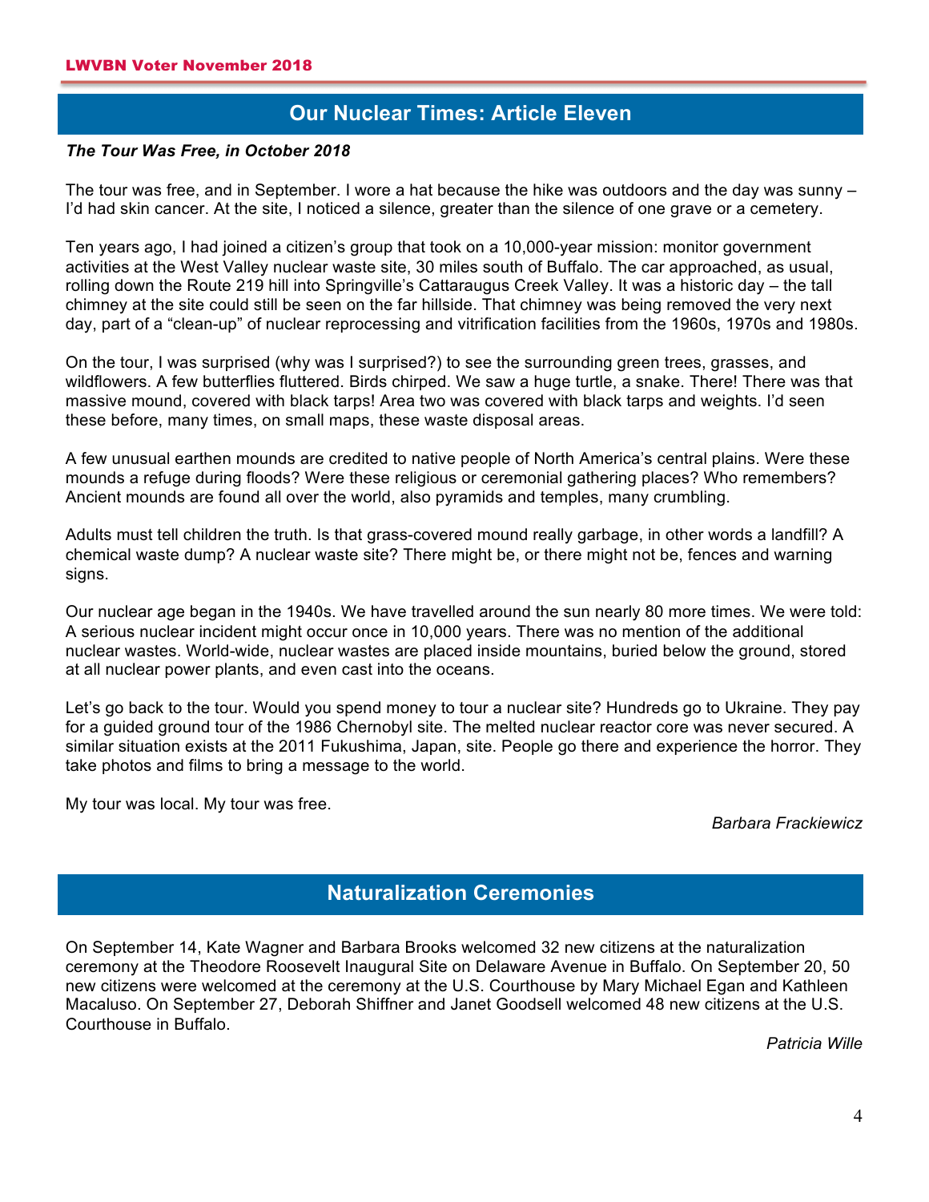## Our Nuclear Times: Article Eleven

***The Tour Was Free, in October 2018***

The tour was free, and in September. I wore a hat because the hike was outdoors and the day was sunny – I'd had skin cancer. At the site, I noticed a silence, greater than the silence of one grave or a cemetery.

Ten years ago, I had joined a citizen's group that took on a 10,000-year mission: monitor government activities at the West Valley nuclear waste site, 30 miles south of Buffalo. The car approached, as usual, rolling down the Route 219 hill into Springville's Cattaraugus Creek Valley. It was a historic day – the tall chimney at the site could still be seen on the far hillside. That chimney was being removed the very next day, part of a "clean-up" of nuclear reprocessing and vitrification facilities from the 1960s, 1970s and 1980s.

On the tour, I was surprised (why was I surprised?) to see the surrounding green trees, grasses, and wildflowers. A few butterflies fluttered. Birds chirped. We saw a huge turtle, a snake. There! There was that massive mound, covered with black tarps! Area two was covered with black tarps and weights. I'd seen these before, many times, on small maps, these waste disposal areas.

A few unusual earthen mounds are credited to native people of North America's central plains. Were these mounds a refuge during floods? Were these religious or ceremonial gathering places? Who remembers? Ancient mounds are found all over the world, also pyramids and temples, many crumbling.

Adults must tell children the truth. Is that grass-covered mound really garbage, in other words a landfill? A chemical waste dump? A nuclear waste site? There might be, or there might not be, fences and warning signs.

Our nuclear age began in the 1940s. We have travelled around the sun nearly 80 more times. We were told: A serious nuclear incident might occur once in 10,000 years. There was no mention of the additional nuclear wastes. World-wide, nuclear wastes are placed inside mountains, buried below the ground, stored at all nuclear power plants, and even cast into the oceans.

Let's go back to the tour. Would you spend money to tour a nuclear site? Hundreds go to Ukraine. They pay for a guided ground tour of the 1986 Chernobyl site. The melted nuclear reactor core was never secured. A similar situation exists at the 2011 Fukushima, Japan, site. People go there and experience the horror. They take photos and films to bring a message to the world.

My tour was local. My tour was free.

*Barbara Frackiewicz*

## Naturalization Ceremonies

On September 14, Kate Wagner and Barbara Brooks welcomed 32 new citizens at the naturalization ceremony at the Theodore Roosevelt Inaugural Site on Delaware Avenue in Buffalo. On September 20, 50 new citizens were welcomed at the ceremony at the U.S. Courthouse by Mary Michael Egan and Kathleen Macaluso. On September 27, Deborah Shiffner and Janet Goodsell welcomed 48 new citizens at the U.S. Courthouse in Buffalo.

*Patricia Wille*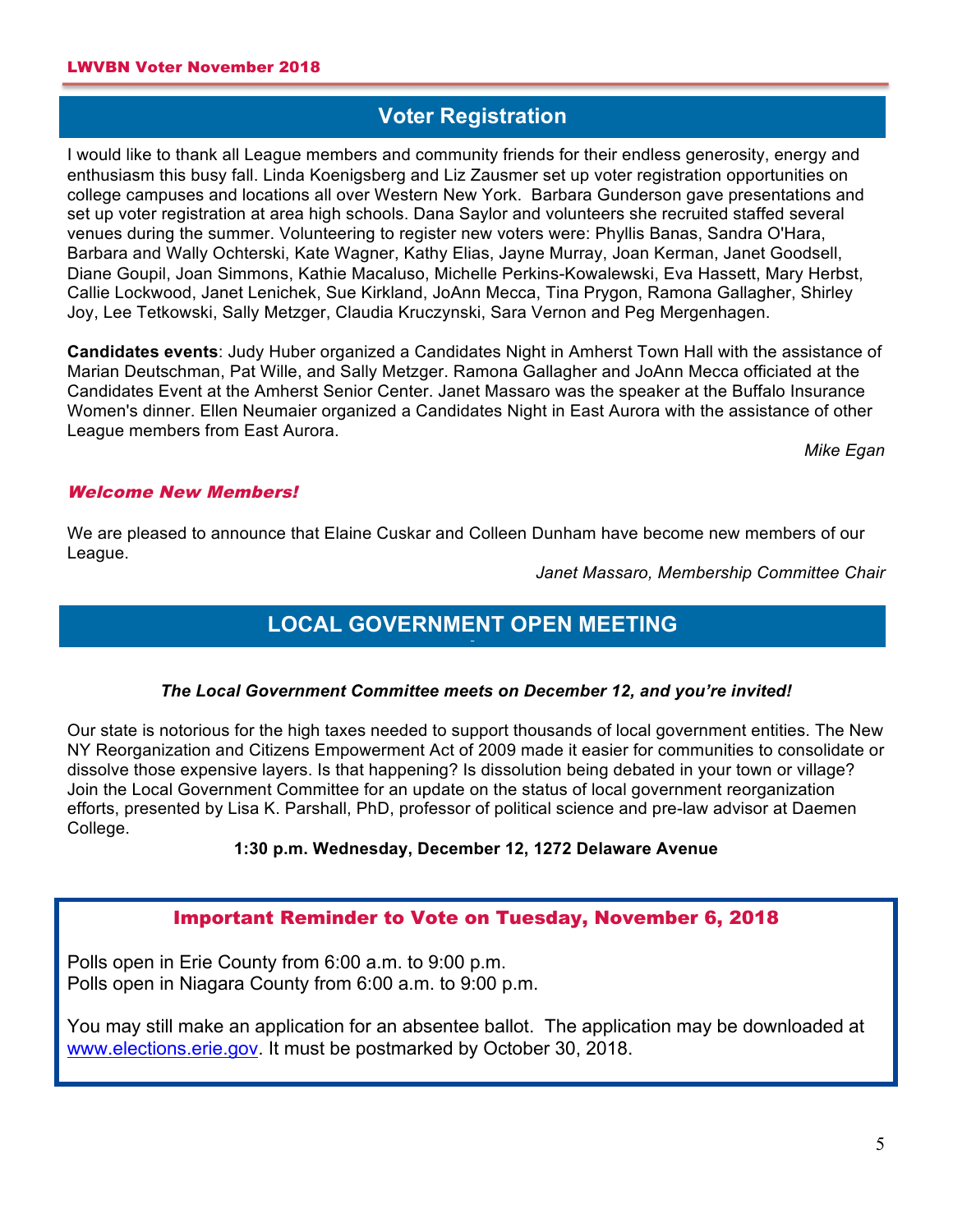## Voter Registration

I would like to thank all League members and community friends for their endless generosity, energy and enthusiasm this busy fall. Linda Koenigsberg and Liz Zausmer set up voter registration opportunities on college campuses and locations all over Western New York. Barbara Gunderson gave presentations and set up voter registration at area high schools. Dana Saylor and volunteers she recruited staffed several venues during the summer. Volunteering to register new voters were: Phyllis Banas, Sandra O'Hara, Barbara and Wally Ochterski, Kate Wagner, Kathy Elias, Jayne Murray, Joan Kerman, Janet Goodsell, Diane Goupil, Joan Simmons, Kathie Macaluso, Michelle Perkins-Kowalewski, Eva Hassett, Mary Herbst, Callie Lockwood, Janet Lenichek, Sue Kirkland, JoAnn Mecca, Tina Prygon, Ramona Gallagher, Shirley Joy, Lee Tetkowski, Sally Metzger, Claudia Kruczynski, Sara Vernon and Peg Mergenhagen.

**Candidates events**: Judy Huber organized a Candidates Night in Amherst Town Hall with the assistance of Marian Deutschman, Pat Wille, and Sally Metzger. Ramona Gallagher and JoAnn Mecca officiated at the Candidates Event at the Amherst Senior Center. Janet Massaro was the speaker at the Buffalo Insurance Women's dinner. Ellen Neumaier organized a Candidates Night in East Aurora with the assistance of other League members from East Aurora.

*Mike Egan*

### *Welcome New Members!*

We are pleased to announce that Elaine Cuskar and Colleen Dunham have become new members of our League.

*Janet Massaro, Membership Committee Chair*

## LOCAL GOVERNMENT OPEN MEETING

***The Local Government Committee meets on December 12, and you're invited!***

Our state is notorious for the high taxes needed to support thousands of local government entities. The New NY Reorganization and Citizens Empowerment Act of 2009 made it easier for communities to consolidate or dissolve those expensive layers. Is that happening? Is dissolution being debated in your town or village? Join the Local Government Committee for an update on the status of local government reorganization efforts, presented by Lisa K. Parshall, PhD, professor of political science and pre-law advisor at Daemen College.

**1:30 p.m. Wednesday, December 12, 1272 Delaware Avenue**

### Important Reminder to Vote on Tuesday, November 6, 2018

Polls open in Erie County from 6:00 a.m. to 9:00 p.m.
Polls open in Niagara County from 6:00 a.m. to 9:00 p.m.

You may still make an application for an absentee ballot. The application may be downloaded at www.elections.erie.gov. It must be postmarked by October 30, 2018.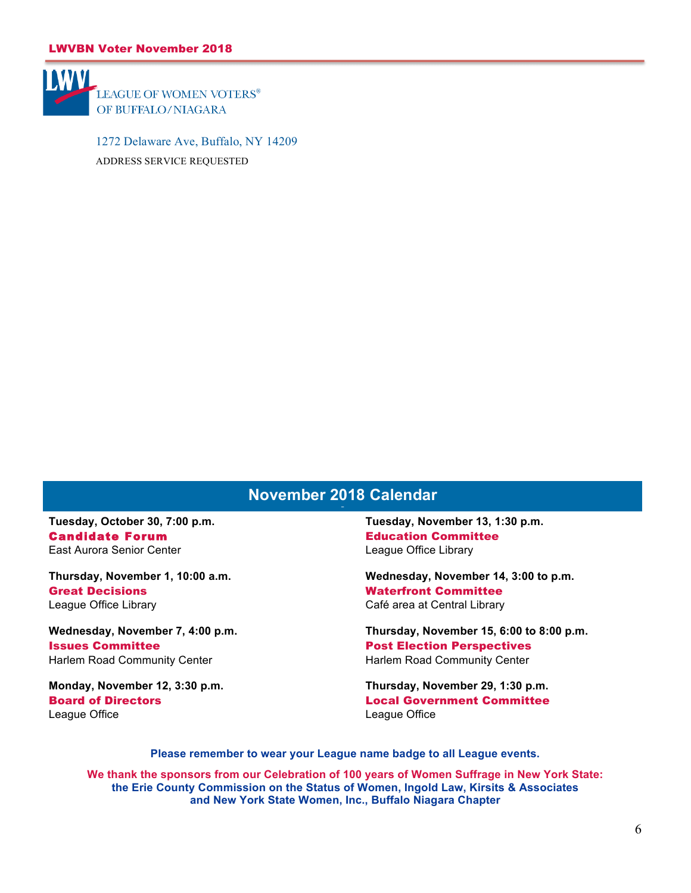LEAGUE OF WOMEN VOTERS®
OF BUFFALO/NIAGARA

1272 Delaware Ave, Buffalo, NY 14209

ADDRESS SERVICE REQUESTED

## November 2018 Calendar

**Tuesday, October 30, 7:00 p.m.**
**Candidate Forum**
East Aurora Senior Center

**Thursday, November 1, 10:00 a.m.**
**Great Decisions**
League Office Library

**Wednesday, November 7, 4:00 p.m.**
**Issues Committee**
Harlem Road Community Center

**Monday, November 12, 3:30 p.m.**
**Board of Directors**
League Office

**Tuesday, November 13, 1:30 p.m.**
**Education Committee**
League Office Library

**Wednesday, November 14, 3:00 to p.m.**
**Waterfront Committee**
Café area at Central Library

**Thursday, November 15, 6:00 to 8:00 p.m.**
**Post Election Perspectives**
Harlem Road Community Center

**Thursday, November 29, 1:30 p.m.**
**Local Government Committee**
League Office

**Please remember to wear your League name badge to all League events.**

**We thank the sponsors from our Celebration of 100 years of Women Suffrage in New York State: the Erie County Commission on the Status of Women, Ingold Law, Kirsits & Associates and New York State Women, Inc., Buffalo Niagara Chapter**